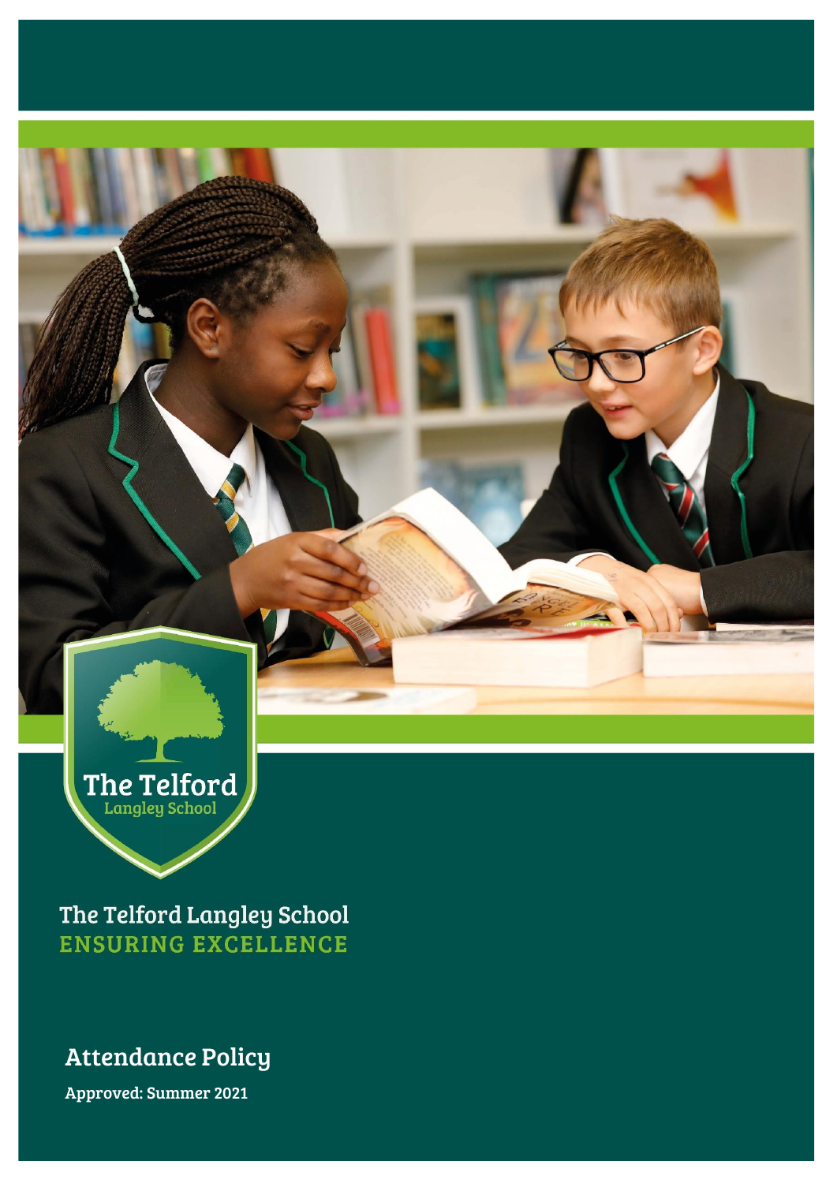The Telford Langley School

The Telford Langley School
ENSURING EXCELLENCE

# Attendance Policy

**Approved: Summer 2021**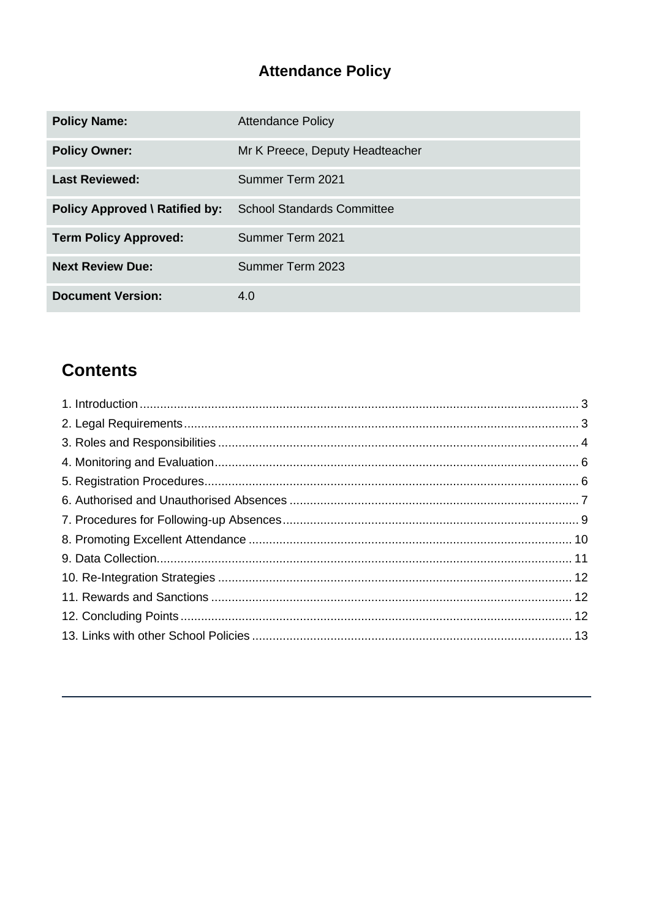# Attendance Policy

| | |
|---|---|
| **Policy Name:** | Attendance Policy |
| **Policy Owner:** | Mr K Preece, Deputy Headteacher |
| **Last Reviewed:** | Summer Term 2021 |
| **Policy Approved \ Ratified by:** | School Standards Committee |
| **Term Policy Approved:** | Summer Term 2021 |
| **Next Review Due:** | Summer Term 2023 |
| **Document Version:** | 4.0 |

## Contents

1. Introduction ........ 3
2. Legal Requirements ........ 3
3. Roles and Responsibilities ........ 4
4. Monitoring and Evaluation ........ 6
5. Registration Procedures ........ 6
6. Authorised and Unauthorised Absences ........ 7
7. Procedures for Following-up Absences ........ 9
8. Promoting Excellent Attendance ........ 10
9. Data Collection ........ 11
10. Re-Integration Strategies ........ 12
11. Rewards and Sanctions ........ 12
12. Concluding Points ........ 12
13. Links with other School Policies ........ 13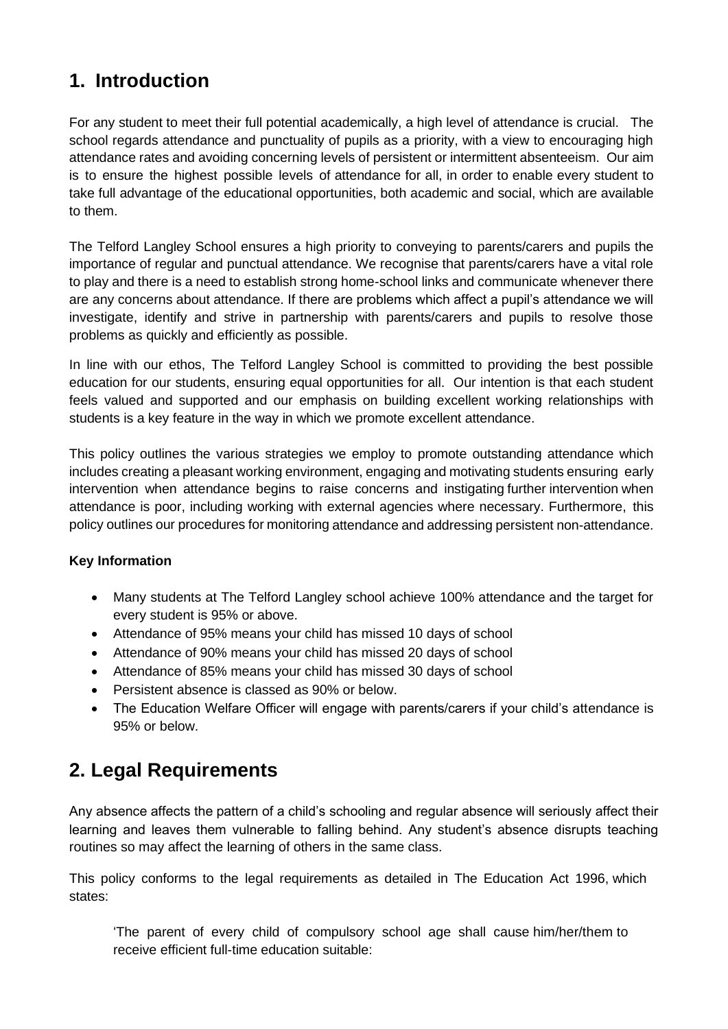## 1. Introduction

For any student to meet their full potential academically, a high level of attendance is crucial. The school regards attendance and punctuality of pupils as a priority, with a view to encouraging high attendance rates and avoiding concerning levels of persistent or intermittent absenteeism. Our aim is to ensure the highest possible levels of attendance for all, in order to enable every student to take full advantage of the educational opportunities, both academic and social, which are available to them.

The Telford Langley School ensures a high priority to conveying to parents/carers and pupils the importance of regular and punctual attendance. We recognise that parents/carers have a vital role to play and there is a need to establish strong home-school links and communicate whenever there are any concerns about attendance. If there are problems which affect a pupil's attendance we will investigate, identify and strive in partnership with parents/carers and pupils to resolve those problems as quickly and efficiently as possible.

In line with our ethos, The Telford Langley School is committed to providing the best possible education for our students, ensuring equal opportunities for all. Our intention is that each student feels valued and supported and our emphasis on building excellent working relationships with students is a key feature in the way in which we promote excellent attendance.

This policy outlines the various strategies we employ to promote outstanding attendance which includes creating a pleasant working environment, engaging and motivating students ensuring early intervention when attendance begins to raise concerns and instigating further intervention when attendance is poor, including working with external agencies where necessary. Furthermore, this policy outlines our procedures for monitoring attendance and addressing persistent non-attendance.

**Key Information**

- Many students at The Telford Langley school achieve 100% attendance and the target for every student is 95% or above.
- Attendance of 95% means your child has missed 10 days of school
- Attendance of 90% means your child has missed 20 days of school
- Attendance of 85% means your child has missed 30 days of school
- Persistent absence is classed as 90% or below.
- The Education Welfare Officer will engage with parents/carers if your child's attendance is 95% or below.

## 2. Legal Requirements

Any absence affects the pattern of a child's schooling and regular absence will seriously affect their learning and leaves them vulnerable to falling behind. Any student's absence disrupts teaching routines so may affect the learning of others in the same class.

This policy conforms to the legal requirements as detailed in The Education Act 1996, which states:

> 'The parent of every child of compulsory school age shall cause him/her/them to receive efficient full-time education suitable: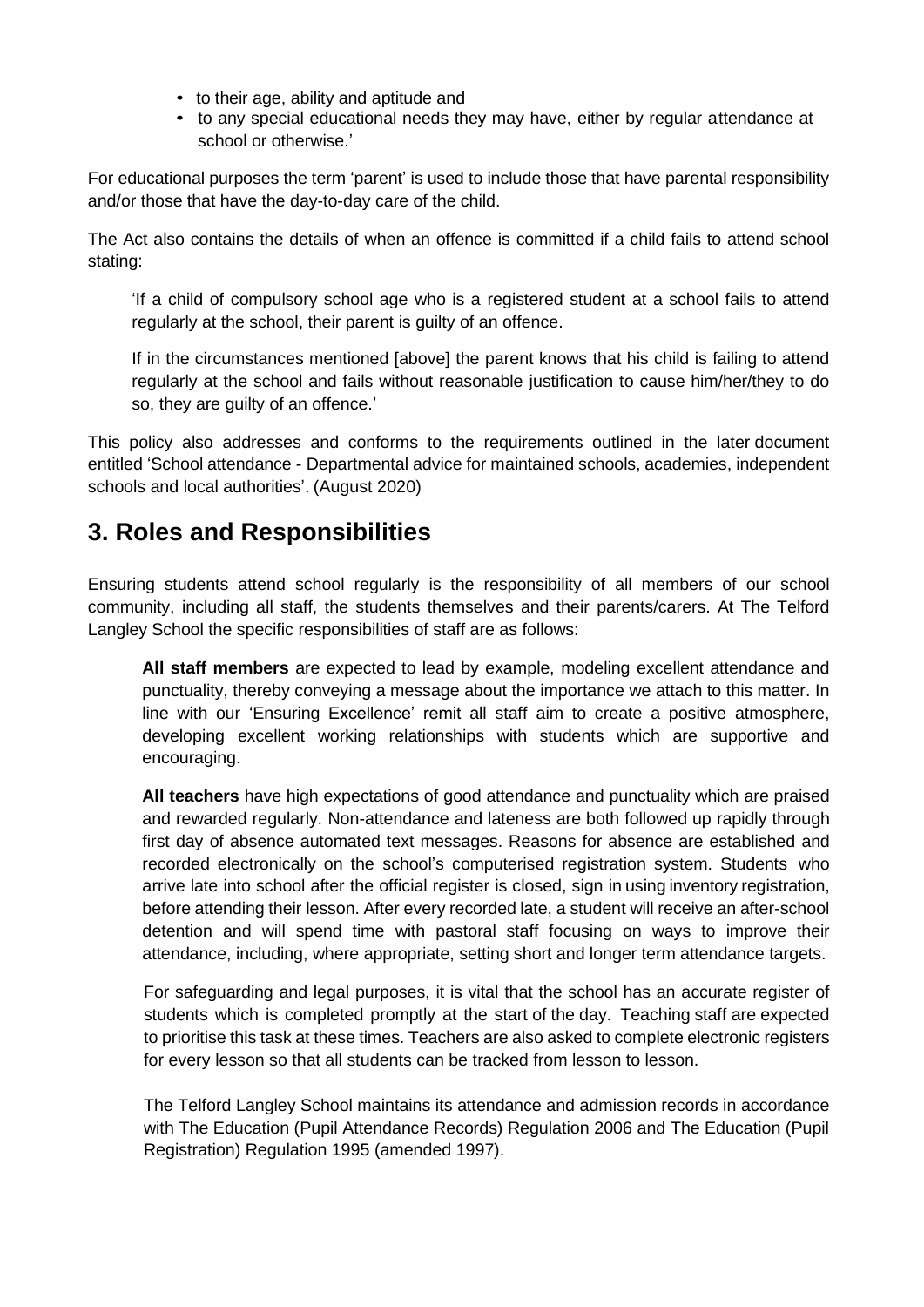- to their age, ability and aptitude and
- to any special educational needs they may have, either by regular attendance at school or otherwise.'

For educational purposes the term 'parent' is used to include those that have parental responsibility and/or those that have the day-to-day care of the child.

The Act also contains the details of when an offence is committed if a child fails to attend school stating:

> 'If a child of compulsory school age who is a registered student at a school fails to attend regularly at the school, their parent is guilty of an offence.
>
> If in the circumstances mentioned [above] the parent knows that his child is failing to attend regularly at the school and fails without reasonable justification to cause him/her/they to do so, they are guilty of an offence.'

This policy also addresses and conforms to the requirements outlined in the later document entitled 'School attendance - Departmental advice for maintained schools, academies, independent schools and local authorities'. (August 2020)

## 3. Roles and Responsibilities

Ensuring students attend school regularly is the responsibility of all members of our school community, including all staff, the students themselves and their parents/carers. At The Telford Langley School the specific responsibilities of staff are as follows:

**All staff members** are expected to lead by example, modeling excellent attendance and punctuality, thereby conveying a message about the importance we attach to this matter. In line with our 'Ensuring Excellence' remit all staff aim to create a positive atmosphere, developing excellent working relationships with students which are supportive and encouraging.

**All teachers** have high expectations of good attendance and punctuality which are praised and rewarded regularly. Non-attendance and lateness are both followed up rapidly through first day of absence automated text messages. Reasons for absence are established and recorded electronically on the school's computerised registration system. Students who arrive late into school after the official register is closed, sign in using inventory registration, before attending their lesson. After every recorded late, a student will receive an after-school detention and will spend time with pastoral staff focusing on ways to improve their attendance, including, where appropriate, setting short and longer term attendance targets.

For safeguarding and legal purposes, it is vital that the school has an accurate register of students which is completed promptly at the start of the day. Teaching staff are expected to prioritise this task at these times. Teachers are also asked to complete electronic registers for every lesson so that all students can be tracked from lesson to lesson.

The Telford Langley School maintains its attendance and admission records in accordance with The Education (Pupil Attendance Records) Regulation 2006 and The Education (Pupil Registration) Regulation 1995 (amended 1997).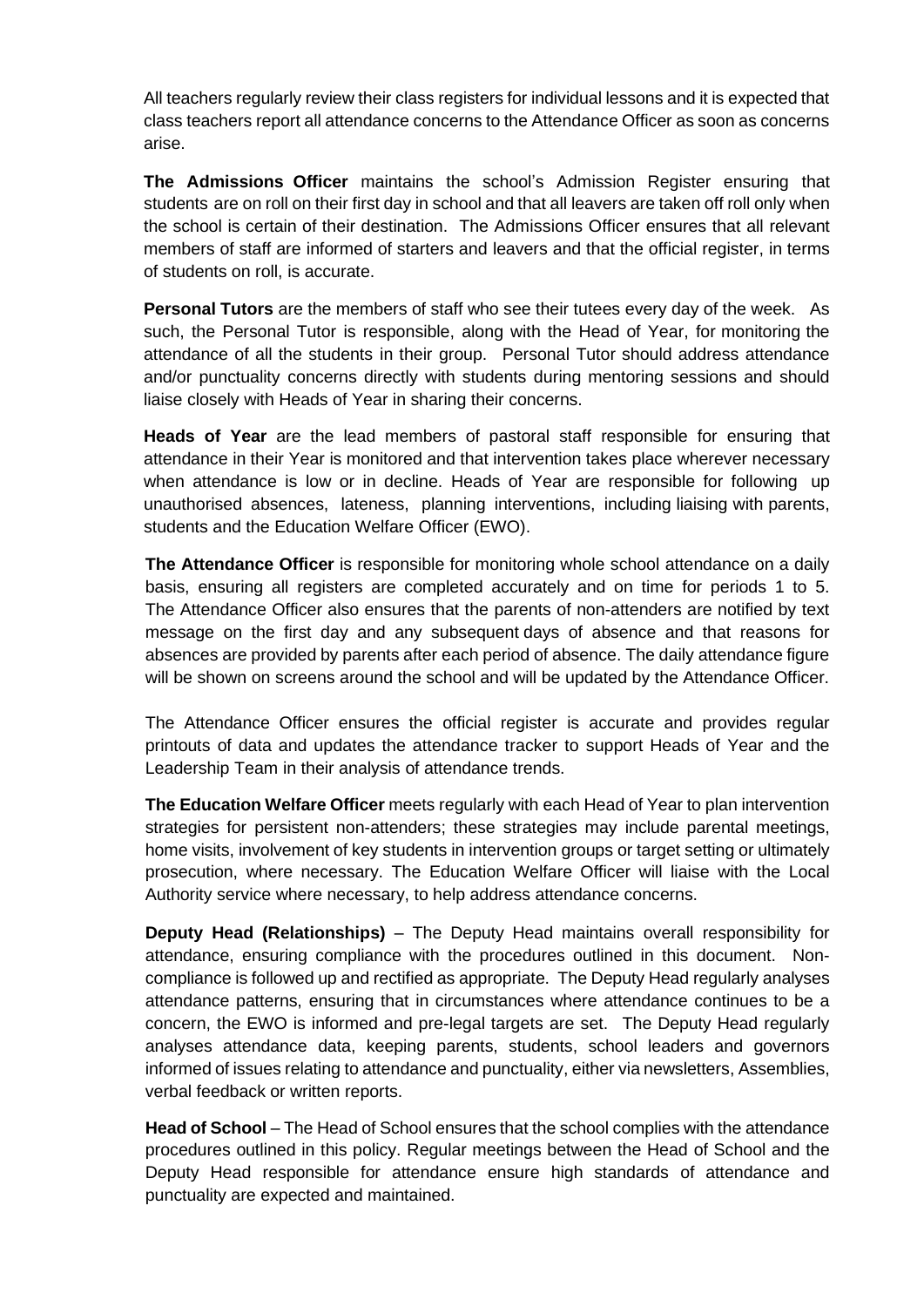All teachers regularly review their class registers for individual lessons and it is expected that class teachers report all attendance concerns to the Attendance Officer as soon as concerns arise.

**The Admissions Officer** maintains the school's Admission Register ensuring that students are on roll on their first day in school and that all leavers are taken off roll only when the school is certain of their destination. The Admissions Officer ensures that all relevant members of staff are informed of starters and leavers and that the official register, in terms of students on roll, is accurate.

**Personal Tutors** are the members of staff who see their tutees every day of the week. As such, the Personal Tutor is responsible, along with the Head of Year, for monitoring the attendance of all the students in their group. Personal Tutor should address attendance and/or punctuality concerns directly with students during mentoring sessions and should liaise closely with Heads of Year in sharing their concerns.

**Heads of Year** are the lead members of pastoral staff responsible for ensuring that attendance in their Year is monitored and that intervention takes place wherever necessary when attendance is low or in decline. Heads of Year are responsible for following up unauthorised absences, lateness, planning interventions, including liaising with parents, students and the Education Welfare Officer (EWO).

**The Attendance Officer** is responsible for monitoring whole school attendance on a daily basis, ensuring all registers are completed accurately and on time for periods 1 to 5. The Attendance Officer also ensures that the parents of non-attenders are notified by text message on the first day and any subsequent days of absence and that reasons for absences are provided by parents after each period of absence. The daily attendance figure will be shown on screens around the school and will be updated by the Attendance Officer.

The Attendance Officer ensures the official register is accurate and provides regular printouts of data and updates the attendance tracker to support Heads of Year and the Leadership Team in their analysis of attendance trends.

**The Education Welfare Officer** meets regularly with each Head of Year to plan intervention strategies for persistent non-attenders; these strategies may include parental meetings, home visits, involvement of key students in intervention groups or target setting or ultimately prosecution, where necessary. The Education Welfare Officer will liaise with the Local Authority service where necessary, to help address attendance concerns.

**Deputy Head (Relationships)** – The Deputy Head maintains overall responsibility for attendance, ensuring compliance with the procedures outlined in this document. Non-compliance is followed up and rectified as appropriate. The Deputy Head regularly analyses attendance patterns, ensuring that in circumstances where attendance continues to be a concern, the EWO is informed and pre-legal targets are set. The Deputy Head regularly analyses attendance data, keeping parents, students, school leaders and governors informed of issues relating to attendance and punctuality, either via newsletters, Assemblies, verbal feedback or written reports.

**Head of School** – The Head of School ensures that the school complies with the attendance procedures outlined in this policy. Regular meetings between the Head of School and the Deputy Head responsible for attendance ensure high standards of attendance and punctuality are expected and maintained.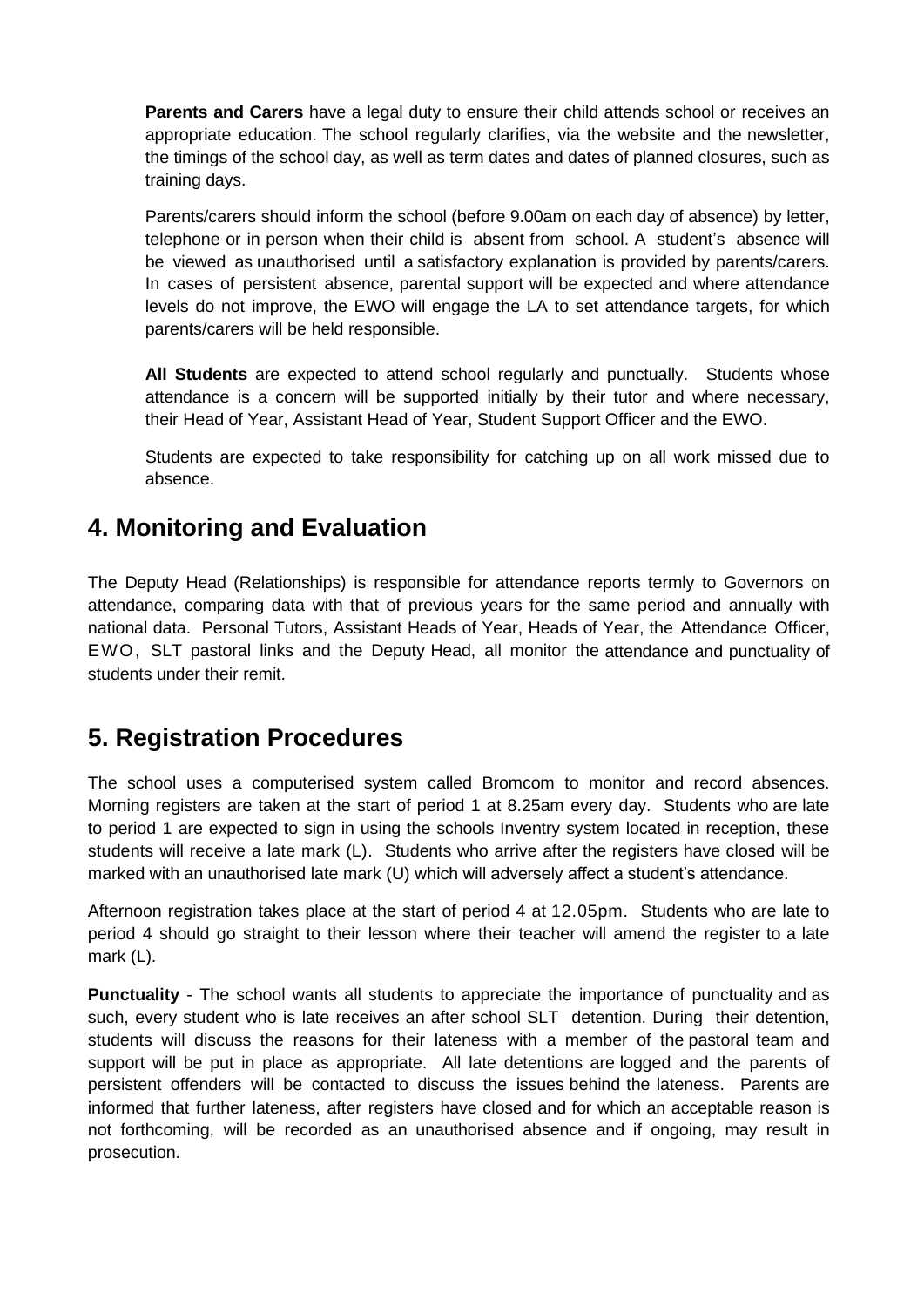**Parents and Carers** have a legal duty to ensure their child attends school or receives an appropriate education. The school regularly clarifies, via the website and the newsletter, the timings of the school day, as well as term dates and dates of planned closures, such as training days.

Parents/carers should inform the school (before 9.00am on each day of absence) by letter, telephone or in person when their child is absent from school. A student's absence will be viewed as unauthorised until a satisfactory explanation is provided by parents/carers. In cases of persistent absence, parental support will be expected and where attendance levels do not improve, the EWO will engage the LA to set attendance targets, for which parents/carers will be held responsible.

**All Students** are expected to attend school regularly and punctually. Students whose attendance is a concern will be supported initially by their tutor and where necessary, their Head of Year, Assistant Head of Year, Student Support Officer and the EWO.

Students are expected to take responsibility for catching up on all work missed due to absence.

## 4. Monitoring and Evaluation

The Deputy Head (Relationships) is responsible for attendance reports termly to Governors on attendance, comparing data with that of previous years for the same period and annually with national data. Personal Tutors, Assistant Heads of Year, Heads of Year, the Attendance Officer, EWO, SLT pastoral links and the Deputy Head, all monitor the attendance and punctuality of students under their remit.

## 5. Registration Procedures

The school uses a computerised system called Bromcom to monitor and record absences. Morning registers are taken at the start of period 1 at 8.25am every day. Students who are late to period 1 are expected to sign in using the schools Inventry system located in reception, these students will receive a late mark (L). Students who arrive after the registers have closed will be marked with an unauthorised late mark (U) which will adversely affect a student's attendance.

Afternoon registration takes place at the start of period 4 at 12.05pm. Students who are late to period 4 should go straight to their lesson where their teacher will amend the register to a late mark (L).

**Punctuality** - The school wants all students to appreciate the importance of punctuality and as such, every student who is late receives an after school SLT detention. During their detention, students will discuss the reasons for their lateness with a member of the pastoral team and support will be put in place as appropriate. All late detentions are logged and the parents of persistent offenders will be contacted to discuss the issues behind the lateness. Parents are informed that further lateness, after registers have closed and for which an acceptable reason is not forthcoming, will be recorded as an unauthorised absence and if ongoing, may result in prosecution.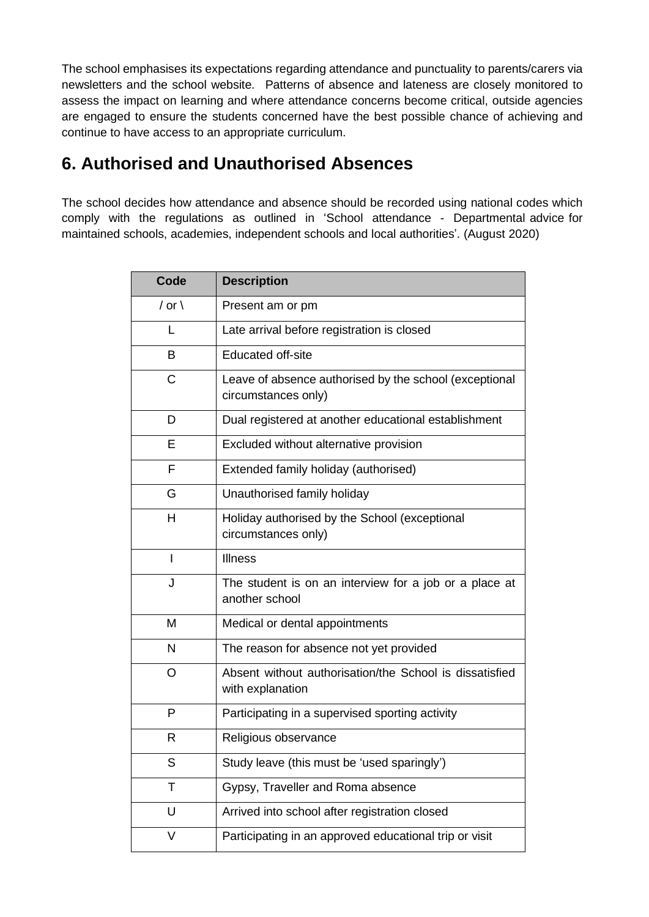The school emphasises its expectations regarding attendance and punctuality to parents/carers via newsletters and the school website. Patterns of absence and lateness are closely monitored to assess the impact on learning and where attendance concerns become critical, outside agencies are engaged to ensure the students concerned have the best possible chance of achieving and continue to have access to an appropriate curriculum.

## 6. Authorised and Unauthorised Absences

The school decides how attendance and absence should be recorded using national codes which comply with the regulations as outlined in 'School attendance - Departmental advice for maintained schools, academies, independent schools and local authorities'. (August 2020)

| Code | Description |
|---|---|
| / or \ | Present am or pm |
| L | Late arrival before registration is closed |
| B | Educated off-site |
| C | Leave of absence authorised by the school (exceptional circumstances only) |
| D | Dual registered at another educational establishment |
| E | Excluded without alternative provision |
| F | Extended family holiday (authorised) |
| G | Unauthorised family holiday |
| H | Holiday authorised by the School (exceptional circumstances only) |
| I | Illness |
| J | The student is on an interview for a job or a place at another school |
| M | Medical or dental appointments |
| N | The reason for absence not yet provided |
| O | Absent without authorisation/the School is dissatisfied with explanation |
| P | Participating in a supervised sporting activity |
| R | Religious observance |
| S | Study leave (this must be 'used sparingly') |
| T | Gypsy, Traveller and Roma absence |
| U | Arrived into school after registration closed |
| V | Participating in an approved educational trip or visit |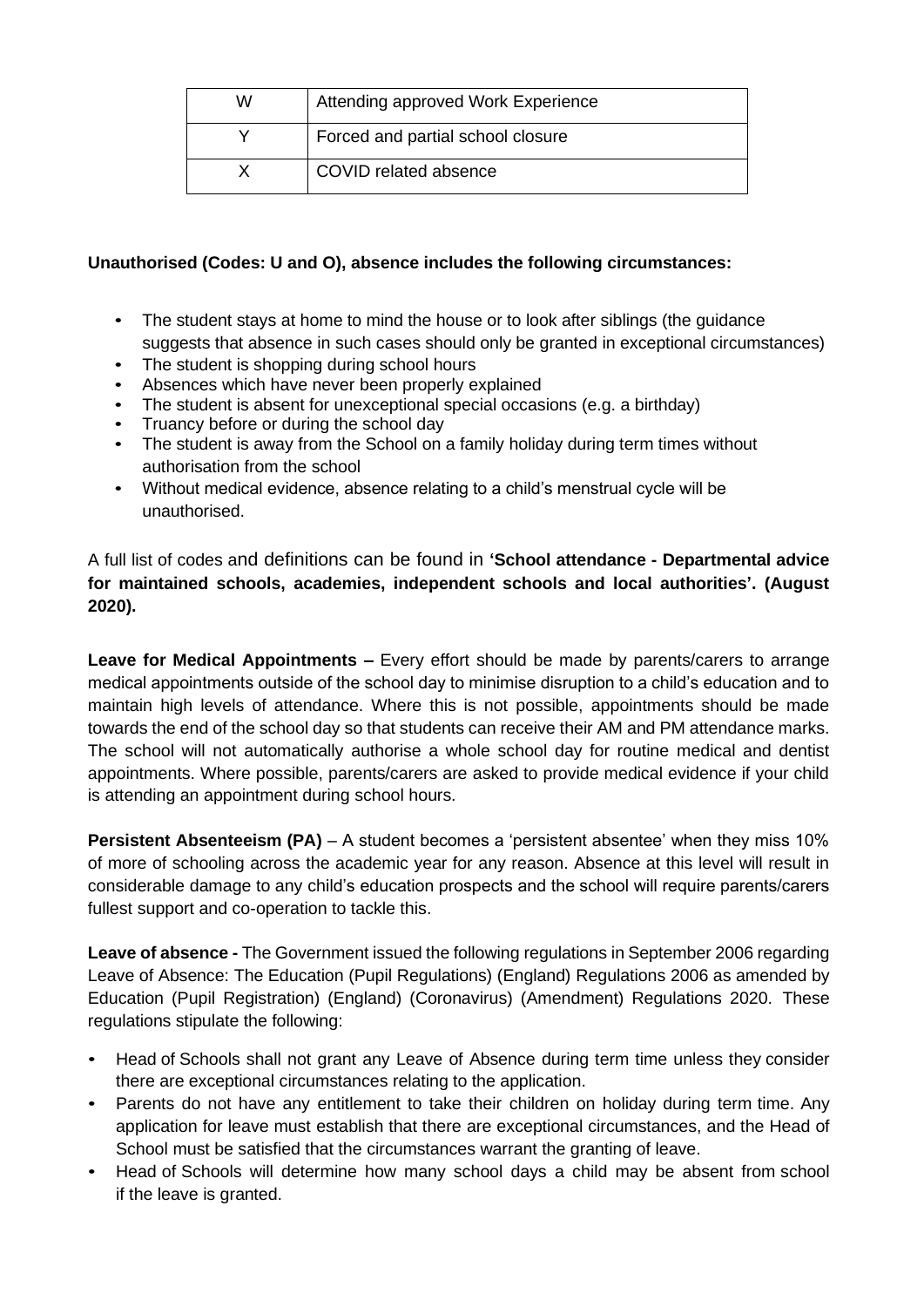| W | Attending approved Work Experience |
|---|---|
| Y | Forced and partial school closure |
| X | COVID related absence |

**Unauthorised (Codes: U and O), absence includes the following circumstances:**

- The student stays at home to mind the house or to look after siblings (the guidance suggests that absence in such cases should only be granted in exceptional circumstances)
- The student is shopping during school hours
- Absences which have never been properly explained
- The student is absent for unexceptional special occasions (e.g. a birthday)
- Truancy before or during the school day
- The student is away from the School on a family holiday during term times without authorisation from the school
- Without medical evidence, absence relating to a child's menstrual cycle will be unauthorised.

A full list of codes and definitions can be found in **'School attendance - Departmental advice for maintained schools, academies, independent schools and local authorities'. (August 2020).**

**Leave for Medical Appointments –** Every effort should be made by parents/carers to arrange medical appointments outside of the school day to minimise disruption to a child's education and to maintain high levels of attendance. Where this is not possible, appointments should be made towards the end of the school day so that students can receive their AM and PM attendance marks. The school will not automatically authorise a whole school day for routine medical and dentist appointments. Where possible, parents/carers are asked to provide medical evidence if your child is attending an appointment during school hours.

**Persistent Absenteeism (PA)** – A student becomes a 'persistent absentee' when they miss 10% of more of schooling across the academic year for any reason. Absence at this level will result in considerable damage to any child's education prospects and the school will require parents/carers fullest support and co-operation to tackle this.

**Leave of absence -** The Government issued the following regulations in September 2006 regarding Leave of Absence: The Education (Pupil Regulations) (England) Regulations 2006 as amended by Education (Pupil Registration) (England) (Coronavirus) (Amendment) Regulations 2020. These regulations stipulate the following:

- Head of Schools shall not grant any Leave of Absence during term time unless they consider there are exceptional circumstances relating to the application.
- Parents do not have any entitlement to take their children on holiday during term time. Any application for leave must establish that there are exceptional circumstances, and the Head of School must be satisfied that the circumstances warrant the granting of leave.
- Head of Schools will determine how many school days a child may be absent from school if the leave is granted.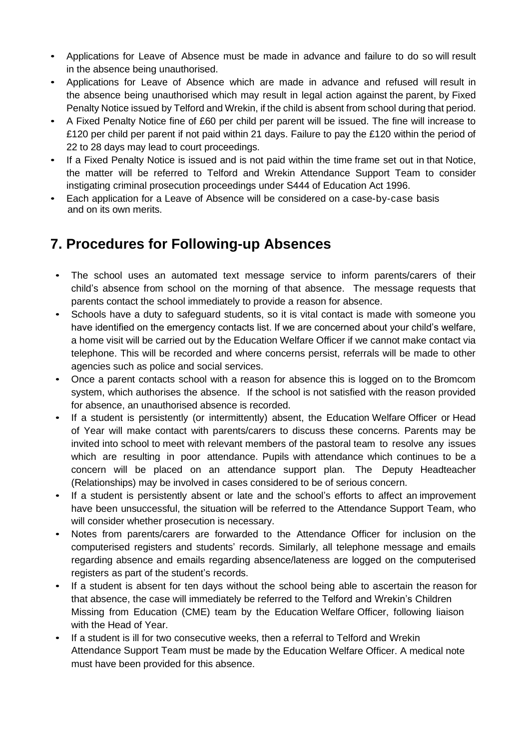- Applications for Leave of Absence must be made in advance and failure to do so will result in the absence being unauthorised.
- Applications for Leave of Absence which are made in advance and refused will result in the absence being unauthorised which may result in legal action against the parent, by Fixed Penalty Notice issued by Telford and Wrekin, if the child is absent from school during that period.
- A Fixed Penalty Notice fine of £60 per child per parent will be issued. The fine will increase to £120 per child per parent if not paid within 21 days. Failure to pay the £120 within the period of 22 to 28 days may lead to court proceedings.
- If a Fixed Penalty Notice is issued and is not paid within the time frame set out in that Notice, the matter will be referred to Telford and Wrekin Attendance Support Team to consider instigating criminal prosecution proceedings under S444 of Education Act 1996.
- Each application for a Leave of Absence will be considered on a case-by-case basis and on its own merits.

## 7. Procedures for Following-up Absences

- The school uses an automated text message service to inform parents/carers of their child's absence from school on the morning of that absence. The message requests that parents contact the school immediately to provide a reason for absence.
- Schools have a duty to safeguard students, so it is vital contact is made with someone you have identified on the emergency contacts list. If we are concerned about your child's welfare, a home visit will be carried out by the Education Welfare Officer if we cannot make contact via telephone. This will be recorded and where concerns persist, referrals will be made to other agencies such as police and social services.
- Once a parent contacts school with a reason for absence this is logged on to the Bromcom system, which authorises the absence. If the school is not satisfied with the reason provided for absence, an unauthorised absence is recorded.
- If a student is persistently (or intermittently) absent, the Education Welfare Officer or Head of Year will make contact with parents/carers to discuss these concerns. Parents may be invited into school to meet with relevant members of the pastoral team to resolve any issues which are resulting in poor attendance. Pupils with attendance which continues to be a concern will be placed on an attendance support plan. The Deputy Headteacher (Relationships) may be involved in cases considered to be of serious concern.
- If a student is persistently absent or late and the school's efforts to affect an improvement have been unsuccessful, the situation will be referred to the Attendance Support Team, who will consider whether prosecution is necessary.
- Notes from parents/carers are forwarded to the Attendance Officer for inclusion on the computerised registers and students' records. Similarly, all telephone message and emails regarding absence and emails regarding absence/lateness are logged on the computerised registers as part of the student's records.
- If a student is absent for ten days without the school being able to ascertain the reason for that absence, the case will immediately be referred to the Telford and Wrekin's Children Missing from Education (CME) team by the Education Welfare Officer, following liaison with the Head of Year.
- If a student is ill for two consecutive weeks, then a referral to Telford and Wrekin Attendance Support Team must be made by the Education Welfare Officer. A medical note must have been provided for this absence.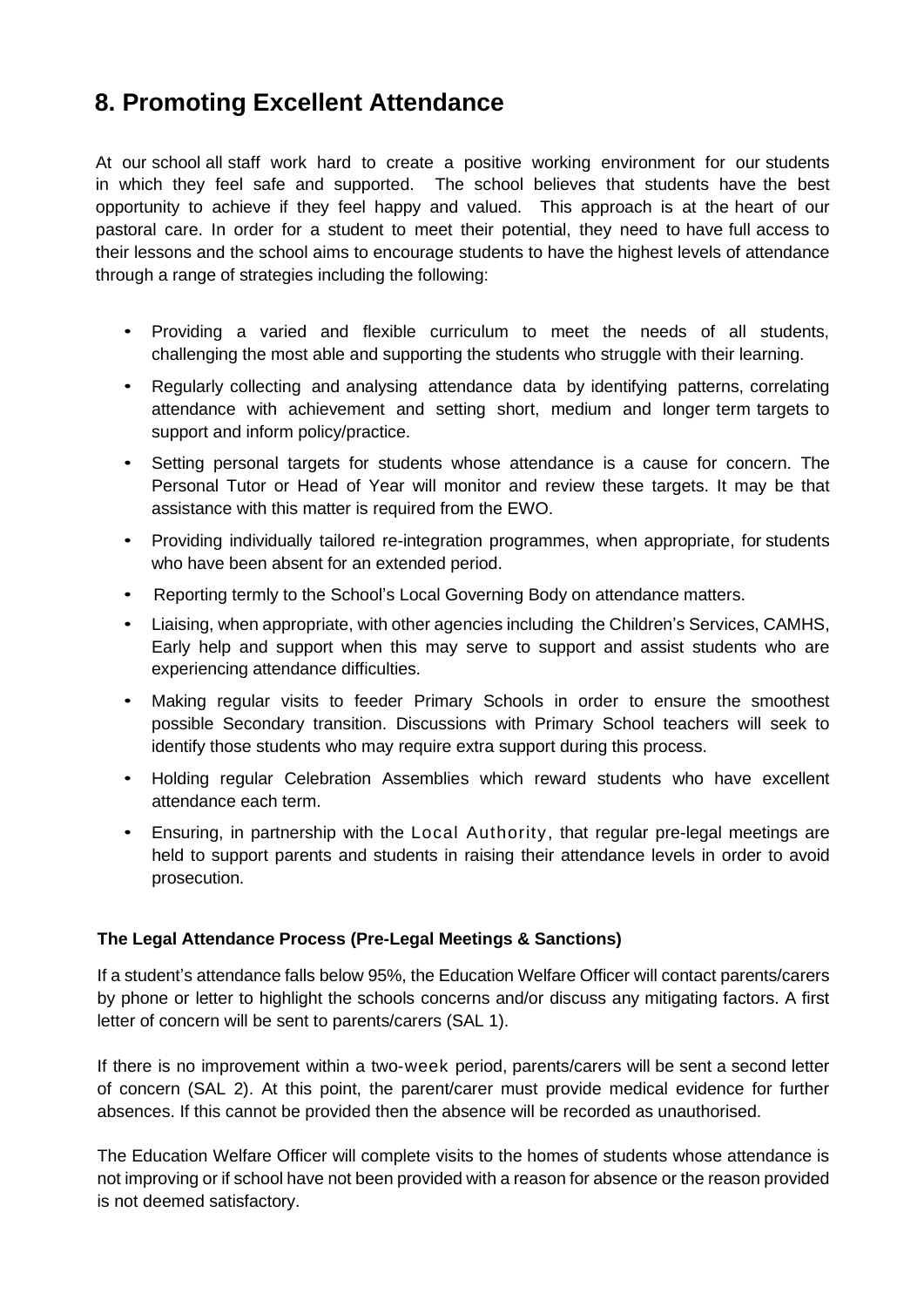## 8. Promoting Excellent Attendance

At our school all staff work hard to create a positive working environment for our students in which they feel safe and supported. The school believes that students have the best opportunity to achieve if they feel happy and valued. This approach is at the heart of our pastoral care. In order for a student to meet their potential, they need to have full access to their lessons and the school aims to encourage students to have the highest levels of attendance through a range of strategies including the following:

- Providing a varied and flexible curriculum to meet the needs of all students, challenging the most able and supporting the students who struggle with their learning.
- Regularly collecting and analysing attendance data by identifying patterns, correlating attendance with achievement and setting short, medium and longer term targets to support and inform policy/practice.
- Setting personal targets for students whose attendance is a cause for concern. The Personal Tutor or Head of Year will monitor and review these targets. It may be that assistance with this matter is required from the EWO.
- Providing individually tailored re-integration programmes, when appropriate, for students who have been absent for an extended period.
- Reporting termly to the School's Local Governing Body on attendance matters.
- Liaising, when appropriate, with other agencies including the Children's Services, CAMHS, Early help and support when this may serve to support and assist students who are experiencing attendance difficulties.
- Making regular visits to feeder Primary Schools in order to ensure the smoothest possible Secondary transition. Discussions with Primary School teachers will seek to identify those students who may require extra support during this process.
- Holding regular Celebration Assemblies which reward students who have excellent attendance each term.
- Ensuring, in partnership with the Local Authority, that regular pre-legal meetings are held to support parents and students in raising their attendance levels in order to avoid prosecution.

**The Legal Attendance Process (Pre-Legal Meetings & Sanctions)**

If a student's attendance falls below 95%, the Education Welfare Officer will contact parents/carers by phone or letter to highlight the schools concerns and/or discuss any mitigating factors. A first letter of concern will be sent to parents/carers (SAL 1).

If there is no improvement within a two-week period, parents/carers will be sent a second letter of concern (SAL 2). At this point, the parent/carer must provide medical evidence for further absences. If this cannot be provided then the absence will be recorded as unauthorised.

The Education Welfare Officer will complete visits to the homes of students whose attendance is not improving or if school have not been provided with a reason for absence or the reason provided is not deemed satisfactory.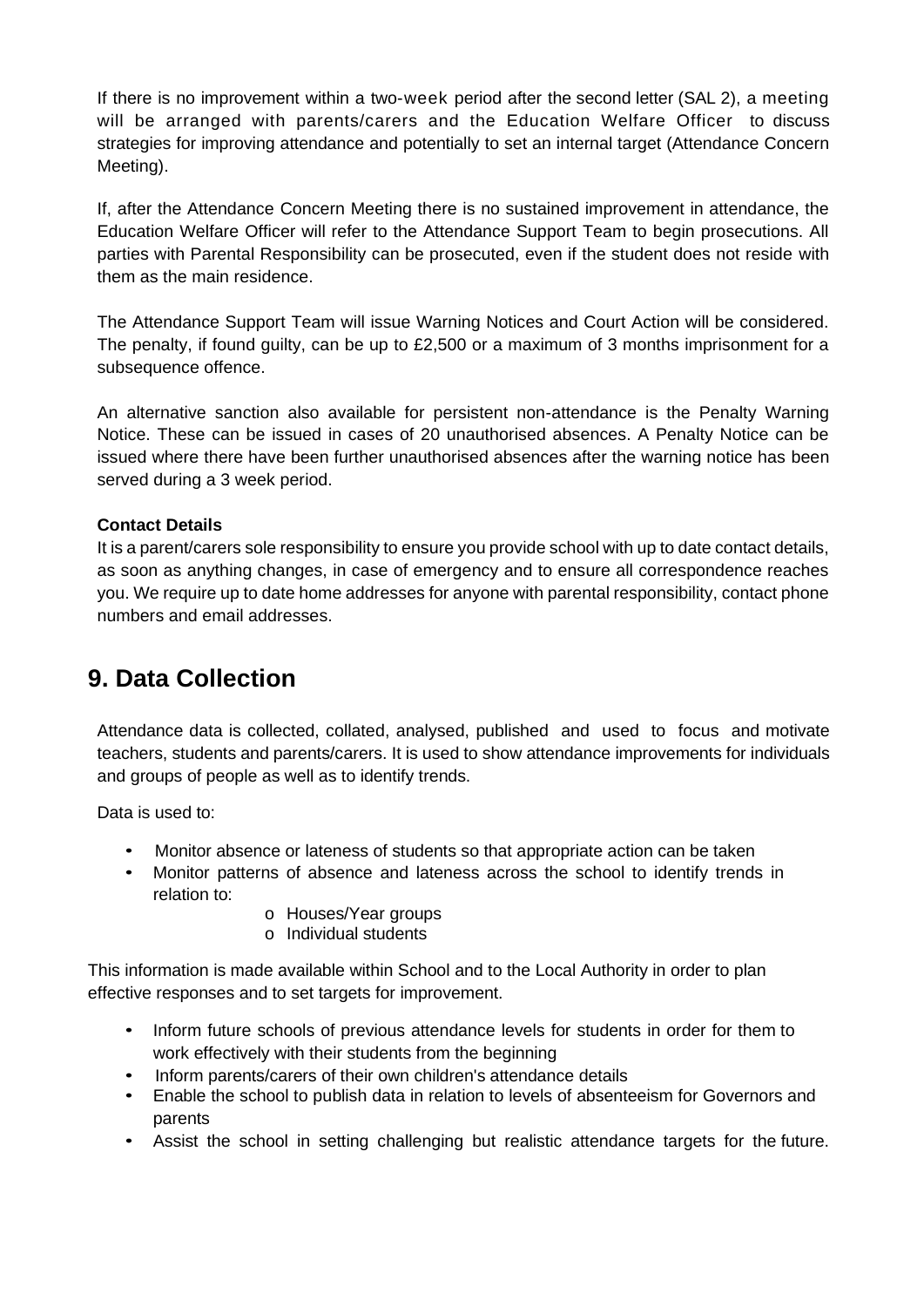If there is no improvement within a two-week period after the second letter (SAL 2), a meeting will be arranged with parents/carers and the Education Welfare Officer to discuss strategies for improving attendance and potentially to set an internal target (Attendance Concern Meeting).

If, after the Attendance Concern Meeting there is no sustained improvement in attendance, the Education Welfare Officer will refer to the Attendance Support Team to begin prosecutions. All parties with Parental Responsibility can be prosecuted, even if the student does not reside with them as the main residence.

The Attendance Support Team will issue Warning Notices and Court Action will be considered. The penalty, if found guilty, can be up to £2,500 or a maximum of 3 months imprisonment for a subsequence offence.

An alternative sanction also available for persistent non-attendance is the Penalty Warning Notice. These can be issued in cases of 20 unauthorised absences. A Penalty Notice can be issued where there have been further unauthorised absences after the warning notice has been served during a 3 week period.

**Contact Details**

It is a parent/carers sole responsibility to ensure you provide school with up to date contact details, as soon as anything changes, in case of emergency and to ensure all correspondence reaches you. We require up to date home addresses for anyone with parental responsibility, contact phone numbers and email addresses.

## 9. Data Collection

Attendance data is collected, collated, analysed, published and used to focus and motivate teachers, students and parents/carers. It is used to show attendance improvements for individuals and groups of people as well as to identify trends.

Data is used to:

- Monitor absence or lateness of students so that appropriate action can be taken
- Monitor patterns of absence and lateness across the school to identify trends in relation to:
  - Houses/Year groups
  - Individual students

This information is made available within School and to the Local Authority in order to plan effective responses and to set targets for improvement.

- Inform future schools of previous attendance levels for students in order for them to work effectively with their students from the beginning
- Inform parents/carers of their own children's attendance details
- Enable the school to publish data in relation to levels of absenteeism for Governors and parents
- Assist the school in setting challenging but realistic attendance targets for the future.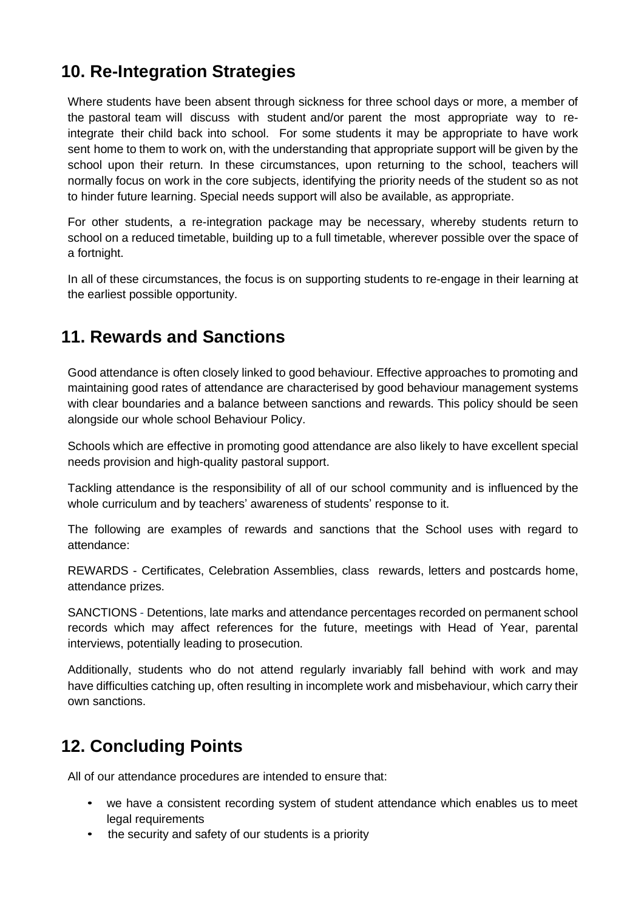## 10. Re-Integration Strategies

Where students have been absent through sickness for three school days or more, a member of the pastoral team will discuss with student and/or parent the most appropriate way to re-integrate their child back into school. For some students it may be appropriate to have work sent home to them to work on, with the understanding that appropriate support will be given by the school upon their return. In these circumstances, upon returning to the school, teachers will normally focus on work in the core subjects, identifying the priority needs of the student so as not to hinder future learning. Special needs support will also be available, as appropriate.

For other students, a re-integration package may be necessary, whereby students return to school on a reduced timetable, building up to a full timetable, wherever possible over the space of a fortnight.

In all of these circumstances, the focus is on supporting students to re-engage in their learning at the earliest possible opportunity.

## 11. Rewards and Sanctions

Good attendance is often closely linked to good behaviour. Effective approaches to promoting and maintaining good rates of attendance are characterised by good behaviour management systems with clear boundaries and a balance between sanctions and rewards. This policy should be seen alongside our whole school Behaviour Policy.

Schools which are effective in promoting good attendance are also likely to have excellent special needs provision and high-quality pastoral support.

Tackling attendance is the responsibility of all of our school community and is influenced by the whole curriculum and by teachers' awareness of students' response to it.

The following are examples of rewards and sanctions that the School uses with regard to attendance:

REWARDS - Certificates, Celebration Assemblies, class rewards, letters and postcards home, attendance prizes.

SANCTIONS - Detentions, late marks and attendance percentages recorded on permanent school records which may affect references for the future, meetings with Head of Year, parental interviews, potentially leading to prosecution.

Additionally, students who do not attend regularly invariably fall behind with work and may have difficulties catching up, often resulting in incomplete work and misbehaviour, which carry their own sanctions.

## 12. Concluding Points

All of our attendance procedures are intended to ensure that:

- we have a consistent recording system of student attendance which enables us to meet legal requirements
- the security and safety of our students is a priority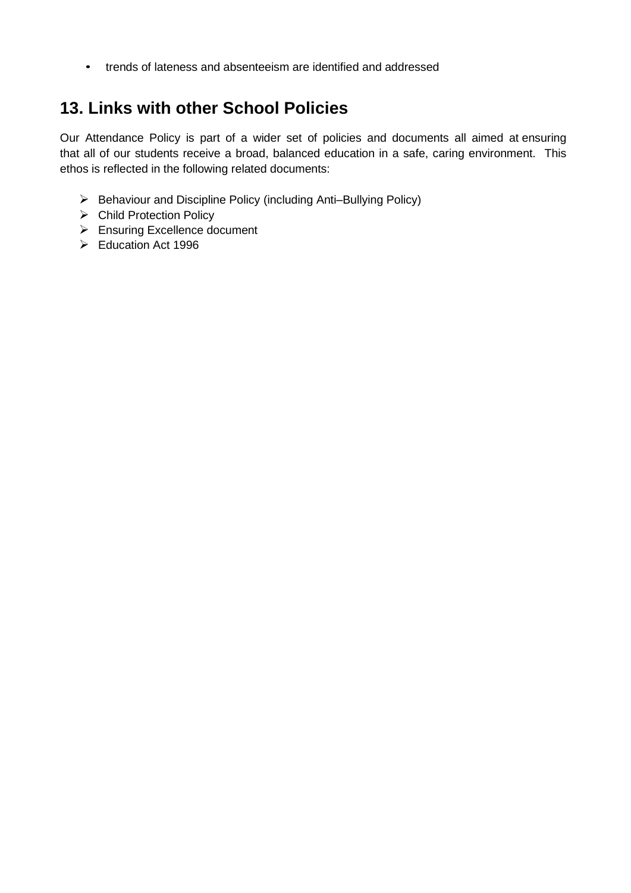- trends of lateness and absenteeism are identified and addressed

## 13. Links with other School Policies

Our Attendance Policy is part of a wider set of policies and documents all aimed at ensuring that all of our students receive a broad, balanced education in a safe, caring environment. This ethos is reflected in the following related documents:

- Behaviour and Discipline Policy (including Anti–Bullying Policy)
- Child Protection Policy
- Ensuring Excellence document
- Education Act 1996